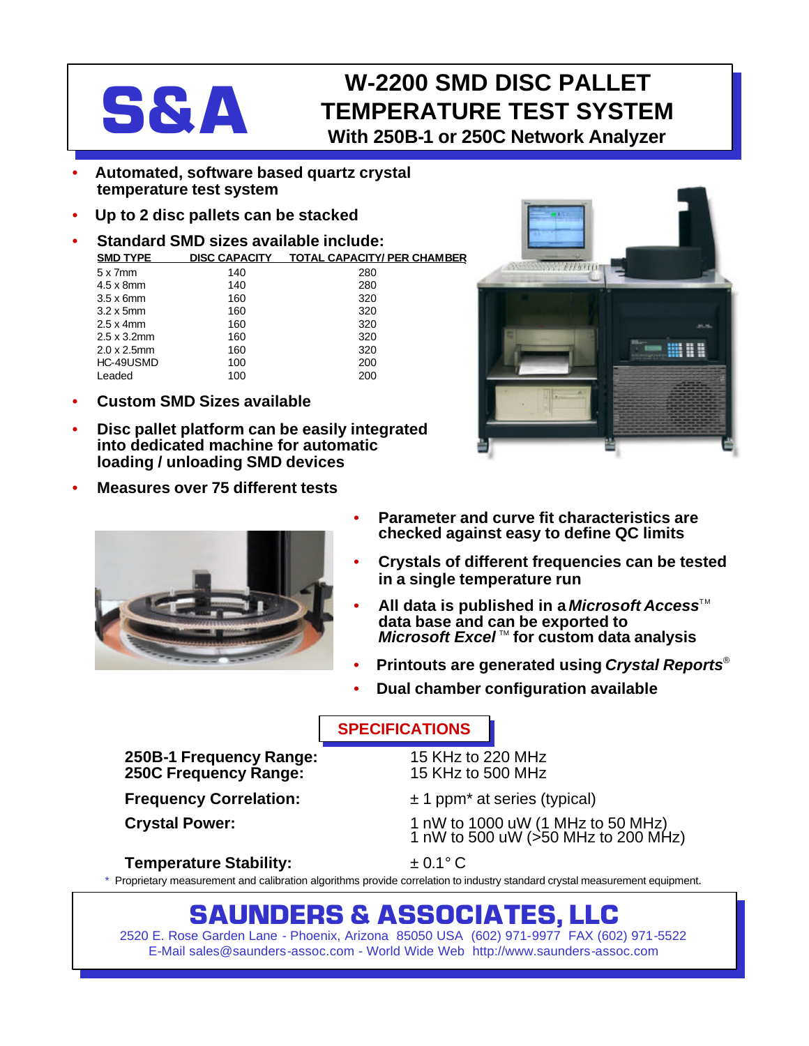# S&A

# W-2200 SMD DISC PALLET TEMPERATURE TEST SYSTEM

## With 250B-1 or 250C Network Analyzer

- **Automated, software based quartz crystal temperature test system**
- **Up to 2 disc pallets can be stacked**
- **Standard SMD sizes available include:**

| SMD TYPE | DISC CAPACITY | TOTAL CAPACITY/ PER CHAMBER |
|---|---|---|
| 5 x 7mm | 140 | 280 |
| 4.5 x 8mm | 140 | 280 |
| 3.5 x 6mm | 160 | 320 |
| 3.2 x 5mm | 160 | 320 |
| 2.5 x 4mm | 160 | 320 |
| 2.5 x 3.2mm | 160 | 320 |
| 2.0 x 2.5mm | 160 | 320 |
| HC-49USMD | 100 | 200 |
| Leaded | 100 | 200 |

- **Custom SMD Sizes available**
- **Disc pallet platform can be easily integrated into dedicated machine for automatic loading / unloading SMD devices**
- **Measures over 75 different tests**
- **Parameter and curve fit characteristics are checked against easy to define QC limits**
- **Crystals of different frequencies can be tested in a single temperature run**
- **All data is published in a *Microsoft Access*™ data base and can be exported to *Microsoft Excel*™ for custom data analysis**
- **Printouts are generated using *Crystal Reports*®**
- **Dual chamber configuration available**

## SPECIFICATIONS

| | |
|---|---|
| **250B-1 Frequency Range:** | 15 KHz to 220 MHz |
| **250C Frequency Range:** | 15 KHz to 500 MHz |
| **Frequency Correlation:** | ± 1 ppm* at series (typical) |
| **Crystal Power:** | 1 nW to 1000 uW (1 MHz to 50 MHz)<br>1 nW to 500 uW (>50 MHz to 200 MHz) |
| **Temperature Stability:** | ± 0.1° C |

\* Proprietary measurement and calibration algorithms provide correlation to industry standard crystal measurement equipment.

## SAUNDERS & ASSOCIATES, LLC

2520 E. Rose Garden Lane - Phoenix, Arizona 85050 USA (602) 971-9977 FAX (602) 971-5522
E-Mail sales@saunders-assoc.com - World Wide Web http://www.saunders-assoc.com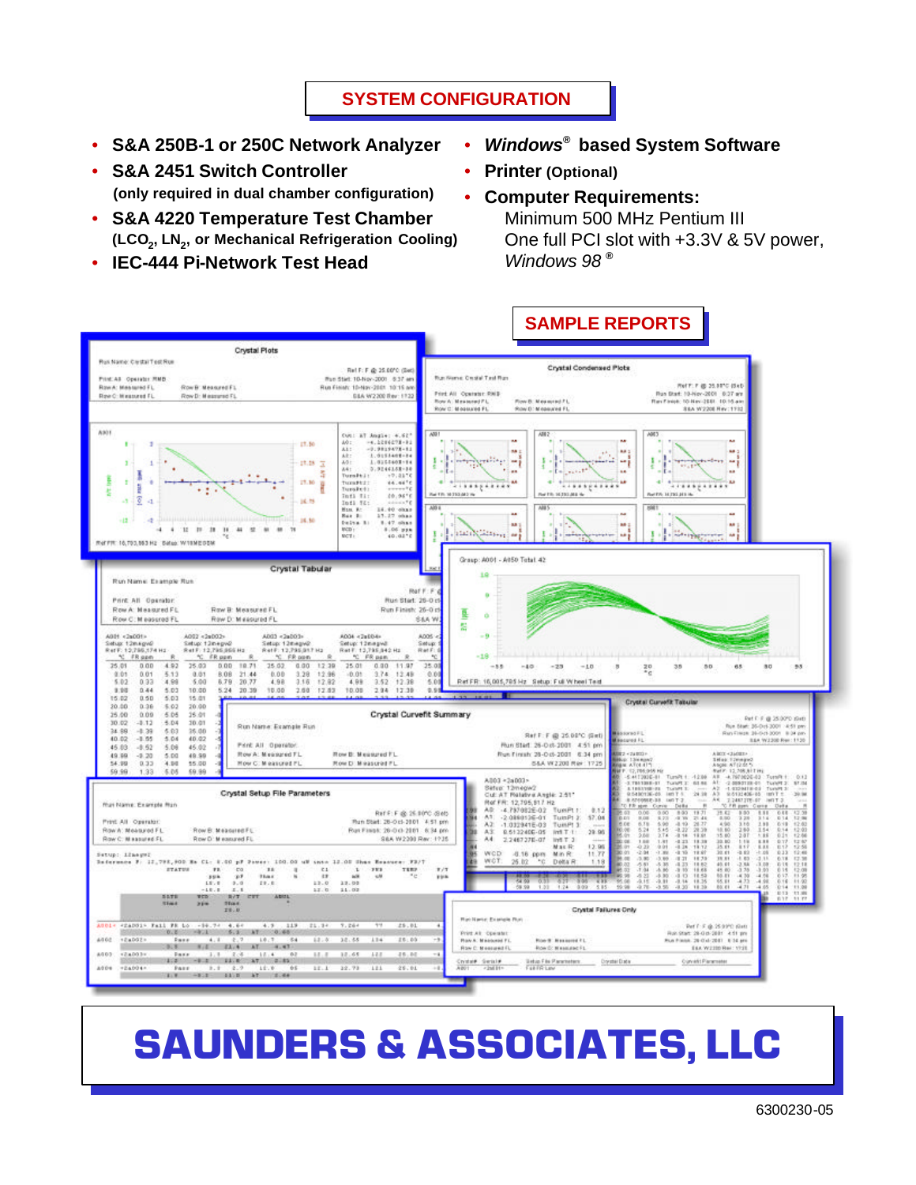## SYSTEM CONFIGURATION

- **S&A 250B-1 or 250C Network Analyzer**
- **S&A 2451 Switch Controller**
  **(only required in dual chamber configuration)**
- **S&A 4220 Temperature Test Chamber**
  **($LCO_2$, $LN_2$, or Mechanical Refrigeration Cooling)**
- **IEC-444 Pi-Network Test Head**
- ***Windows®* based System Software**
- **Printer (Optional)**
- **Computer Requirements:**
  Minimum 500 MHz Pentium III
  One full PCI slot with +3.3V & 5V power,
  *Windows 98 ®*

## SAMPLE REPORTS

Crystal Plots

Crystal Condensed Plots

Crystal Tabular

Crystal Curvefit Summary

Crystal Curvefit Tabular

Crystal Setup File Parameters

Crystal Failures Only

# SAUNDERS & ASSOCIATES, LLC

6300230-05